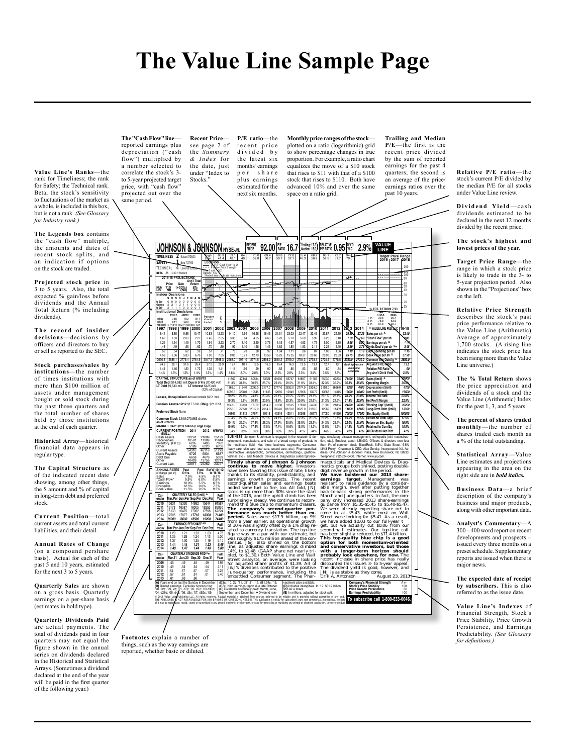# The Value Line Sample Page

**Value Line's Ranks**—the rank for Timeliness; the rank for Safety; the Technical rank. Beta, the stock's sensitivity to fluctuations of the market as a whole, is included in this box, but is not a rank. *(See Glossary for Industry rank.)*

**The Legends box** contains the "cash flow" multiple, the amounts and dates of recent stock splits, and an indication if options on the stock are traded.

**Projected stock price** in 3 to 5 years. Also, the total expected % gain/loss before dividends and the Annual Total Return (% including dividends).

**The record of insider decisions**—decisions by officers and directors to buy or sell as reported to the SEC.

**Stock purchases/sales by institutions**—the number of times institutions with more than $100 million of assets under management bought or sold stock during the past three quarters and the total number of shares held by those institutions at the end of each quarter.

**Historical Array**—historical financial data appears in regular type.

**The Capital Structure** as of the indicated recent date showing, among other things, the $ amount and % of capital in long-term debt and preferred stock.

**Current Position**—total current assets and total current liabilities, and their detail.

**Annual Rates of Change** (on a compound pershare basis). Actual for each of the past 5 and 10 years, estimated for the next 3 to 5 years.

**Quarterly Sales** are shown on a gross basis. Quarterly earnings on a per-share basis (estimates in bold type).

**Quarterly Dividends Paid** are actual payments. The total of dividends paid in four quarters may not equal the figure shown in the annual series on dividends declared in the Historical and Statistical Arrays. (Sometimes a dividend declared at the end of the year will be paid in the first quarter of the following year.)

**The "Cash Flow" line**—reported earnings plus depreciation ("cash flow") multiplied by a number selected to correlate the stock's 3- to 5-year projected target price, with "cash flow" projected out over the same period.

**Recent Price**—see page 2 of the *Summary & Index* for the date, just under "Index to Stocks."

**P/E ratio**—the recent price divided by the latest six months' earnings per share plus earnings estimated for the next six months.

**Monthly price ranges of the stock**—plotted on a ratio (logarithmic) grid to show percentage changes in true proportion. For example, a ratio chart equalizes the move of a $10 stock that rises to $11 with that of a $100 stock that rises to $110. Both have advanced 10% and over the same space on a ratio grid.

**Trailing and Median P/E**—the first is the recent price divided by the sum of reported earnings for the past 4 quarters; the second is an average of the price/earnings ratios over the past 10 years.

**Relative P/E ratio**—the stock's current P/E divided by the median P/E for all stocks under Value Line review.

**Dividend Yield**—cash dividends estimated to be declared in the next 12 months divided by the recent price.

**The stock's highest and lowest prices of the year.**

**Target Price Range**—the range in which a stock price is likely to trade in the 3- to 5-year projection period. Also shown in the "Projections" box on the left.

**Relative Price Strength** describes the stock's past price performance relative to the Value Line (Arithmetic) Average of approximately 1,700 stocks. (A rising line indicates the stock price has been rising more than the Value Line universe.)

**The % Total Return** shows the price appreciation and dividends of a stock and the Value Line (Arithmetic) Index for the past 1, 3, and 5 years.

**The percent of shares traded monthly**—the number of shares traded each month as a % of the total outstanding.

**Statistical Array**—Value Line estimates and projections appearing in the area on the right side are in *bold italics.*

**Business Data**—a brief description of the company's business and major products, along with other important data.

**Analyst's Commentary**—A 300 – 400 word report on recent developments and prospects – issued every three months on a preset schedule. Supplementary reports are issued when there is major news.

**The expected date of receipt by subscribers.** This is also referred to as the issue date.

**Value Line's Indexes** of Financial Strength, Stock's Price Stability, Price Growth Persistence, and Earnings Predictability. *(See Glossary for definitions.)*

**Footnotes** explain a number of things, such as the way earnings are reported, whether basic or diluted.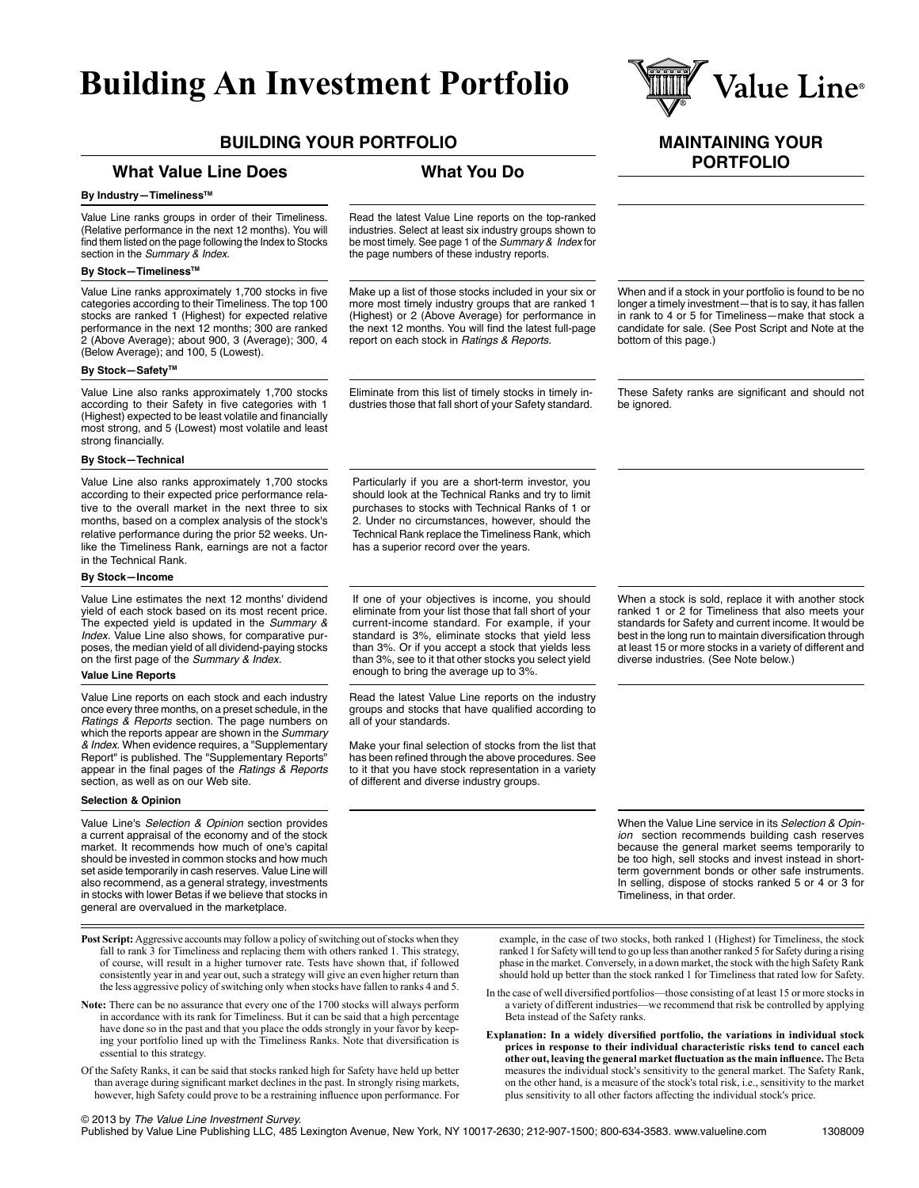# Building An Investment Portfolio

Value Line®

| BUILDING YOUR PORTFOLIO — What Value Line Does | BUILDING YOUR PORTFOLIO — What You Do | MAINTAINING YOUR PORTFOLIO |
|---|---|---|
| **By Industry—Timeliness™**<br>Value Line ranks groups in order of their Timeliness. (Relative performance in the next 12 months). You will find them listed on the page following the Index to Stocks section in the *Summary & Index*. | Read the latest Value Line reports on the top-ranked industries. Select at least six industry groups shown to be most timely. See page 1 of the *Summary & Index* for the page numbers of these industry reports. | |
| **By Stock—Timeliness™**<br>Value Line ranks approximately 1,700 stocks in five categories according to their Timeliness. The top 100 stocks are ranked 1 (Highest) for expected relative performance in the next 12 months; 300 are ranked 2 (Above Average); about 900, 3 (Average); 300, 4 (Below Average); and 100, 5 (Lowest). | Make up a list of those stocks included in your six or more most timely industry groups that are ranked 1 (Highest) or 2 (Above Average) for performance in the next 12 months. You will find the latest full-page report on each stock in *Ratings & Reports*. | When and if a stock in your portfolio is found to be no longer a timely investment—that is to say, it has fallen in rank to 4 or 5 for Timeliness—make that stock a candidate for sale. (See Post Script and Note at the bottom of this page.) |
| **By Stock—Safety™**<br>Value Line also ranks approximately 1,700 stocks according to their Safety in five categories with 1 (Highest) expected to be least volatile and financially most strong, and 5 (Lowest) most volatile and least strong financially. | Eliminate from this list of timely stocks in timely industries those that fall short of your Safety standard. | These Safety ranks are significant and should not be ignored. |
| **By Stock—Technical**<br>Value Line also ranks approximately 1,700 stocks according to their expected price performance relative to the overall market in the next three to six months, based on a complex analysis of the stock's relative performance during the prior 52 weeks. Unlike the Timeliness Rank, earnings are not a factor in the Technical Rank. | Particularly if you are a short-term investor, you should look at the Technical Ranks and try to limit purchases to stocks with Technical Ranks of 1 or 2. Under no circumstances, however, should the Technical Rank replace the Timeliness Rank, which has a superior record over the years. | |
| **By Stock—Income**<br>Value Line estimates the next 12 months' dividend yield of each stock based on its most recent price. The expected yield is updated in the *Summary & Index*. Value Line also shows, for comparative purposes, the median yield of all dividend-paying stocks on the first page of the *Summary & Index*. | If one of your objectives is income, you should eliminate from your list those that fall short of your current-income standard. For example, if your standard is 3%, eliminate stocks that yield less than 3%. Or if you accept a stock that yields less than 3%, see to it that other stocks you select yield enough to bring the average up to 3%. | When a stock is sold, replace it with another stock ranked 1 or 2 for Timeliness that also meets your standards for Safety and current income. It would be best in the long run to maintain diversification through at least 15 or more stocks in a variety of different and diverse industries. (See Note below.) |
| **Value Line Reports**<br>Value Line reports on each stock and each industry once every three months, on a preset schedule, in the *Ratings & Reports* section. The page numbers on which the reports appear are shown in the *Summary & Index*. When evidence requires, a "Supplementary Report" is published. The "Supplementary Reports" appear in the final pages of the *Ratings & Reports* section, as well as on our Web site. | Read the latest Value Line reports on the industry groups and stocks that have qualified according to all of your standards.<br><br>Make your final selection of stocks from the list that has been refined through the above procedures. See to it that you have stock representation in a variety of different and diverse industry groups. | |
| **Selection & Opinion**<br>Value Line's *Selection & Opinion* section provides a current appraisal of the economy and of the stock market. It recommends how much of one's capital should be invested in common stocks and how much set aside temporarily in cash reserves. Value Line will also recommend, as a general strategy, investments in stocks with lower Betas if we believe that stocks in general are overvalued in the marketplace. | | When the Value Line service in its *Selection & Opinion* section recommends building cash reserves because the general market seems temporarily to be too high, sell stocks and invest instead in short-term government bonds or other safe instruments. In selling, dispose of stocks ranked 5 or 4 or 3 for Timeliness, in that order. |

**Post Script:** Aggressive accounts may follow a policy of switching out of stocks when they fall to rank 3 for Timeliness and replacing them with others ranked 1. This strategy, of course, will result in a higher turnover rate. Tests have shown that, if followed consistently year in and year out, such a strategy will give an even higher return than the less aggressive policy of switching only when stocks have fallen to ranks 4 and 5.

**Note:** There can be no assurance that every one of the 1700 stocks will always perform in accordance with its rank for Timeliness. But it can be said that a high percentage have done so in the past and that you place the odds strongly in your favor by keeping your portfolio lined up with the Timeliness Ranks. Note that diversification is essential to this strategy.

Of the Safety Ranks, it can be said that stocks ranked high for Safety have held up better than average during significant market declines in the past. In strongly rising markets, however, high Safety could prove to be a restraining influence upon performance. For example, in the case of two stocks, both ranked 1 (Highest) for Timeliness, the stock ranked 1 for Safety will tend to go up less than another ranked 5 for Safety during a rising phase in the market. Conversely, in a down market, the stock with the high Safety Rank should hold up better than the stock ranked 1 for Timeliness that rated low for Safety.

In the case of well diversified portfolios—those consisting of at least 15 or more stocks in a variety of different industries—we recommend that risk be controlled by applying Beta instead of the Safety ranks.

**Explanation: In a widely diversified portfolio, the variations in individual stock prices in response to their individual characteristic risks tend to cancel each other out, leaving the general market fluctuation as the main influence.** The Beta measures the individual stock's sensitivity to the general market. The Safety Rank, on the other hand, is a measure of the stock's total risk, i.e., sensitivity to the market plus sensitivity to all other factors affecting the individual stock's price.

© 2013 by *The Value Line Investment Survey.*
Published by Value Line Publishing LLC, 485 Lexington Avenue, New York, NY 10017-2630; 212-907-1500; 800-634-3583. www.valueline.com 1308009